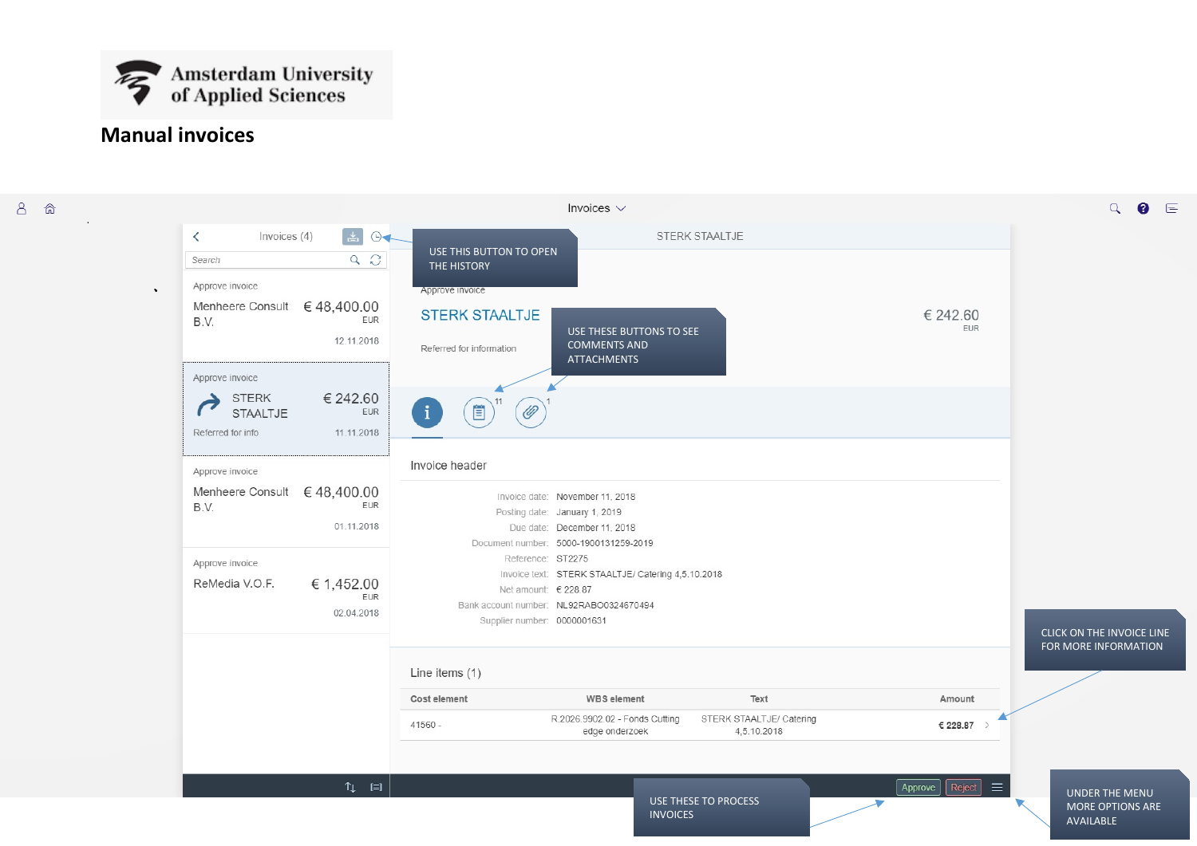Amsterdam University of Applied Sciences

# Manual invoices

Invoices

Invoices (4)

Search

Approve invoice
Menheere Consult B.V. € 48,400.00 EUR
12.11.2018

Approve invoice
STERK STAALTJE € 242.60 EUR
Referred for info 11.11.2018

Approve invoice
Menheere Consult B.V. € 48,400.00 EUR
01.11.2018

Approve invoice
ReMedia V.O.F. € 1,452.00 EUR
02.04.2018

STERK STAALTJE

Approve invoice

**STERK STAALTJE** € 242.60 EUR

Referred for information

11 1

USE THIS BUTTON TO OPEN THE HISTORY

USE THESE BUTTONS TO SEE COMMENTS AND ATTACHMENTS

### Invoice header

Invoice date: November 11, 2018
Posting date: January 1, 2019
Due date: December 11, 2018
Document number: 5000-1900131259-2019
Reference: ST2275
Invoice text: STERK STAALTJE/ Catering 4,5.10.2018
Net amount: € 228.87
Bank account number: NL92RABO0324670494
Supplier number: 0000001631

### Line items (1)

| Cost element | WBS element | Text | Amount |
|---|---|---|---|
| 41560 - | R.2026.9902.02 - Fonds Cutting edge onderzoek | STERK STAALTJE/ Catering 4,5.10.2018 | € 228.87 |

CLICK ON THE INVOICE LINE FOR MORE INFORMATION

Approve Reject

USE THESE TO PROCESS INVOICES

UNDER THE MENU MORE OPTIONS ARE AVAILABLE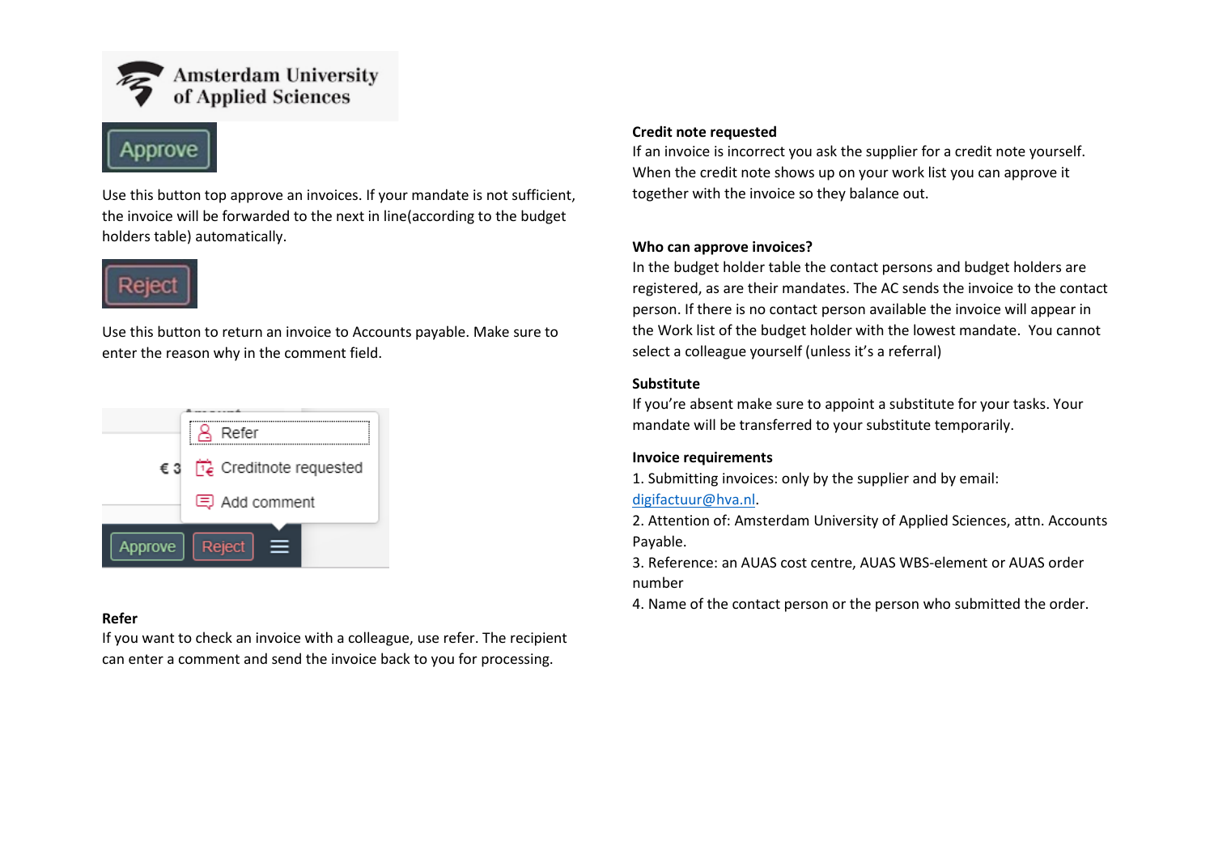Amsterdam University of Applied Sciences

**Approve**

Use this button top approve an invoices. If your mandate is not sufficient, the invoice will be forwarded to the next in line(according to the budget holders table) automatically.

**Reject**

Use this button to return an invoice to Accounts payable. Make sure to enter the reason why in the comment field.

Refer
Creditnote requested
Add comment
Approve Reject

**Refer**

If you want to check an invoice with a colleague, use refer. The recipient can enter a comment and send the invoice back to you for processing.

**Credit note requested**

If an invoice is incorrect you ask the supplier for a credit note yourself. When the credit note shows up on your work list you can approve it together with the invoice so they balance out.

**Who can approve invoices?**

In the budget holder table the contact persons and budget holders are registered, as are their mandates. The AC sends the invoice to the contact person. If there is no contact person available the invoice will appear in the Work list of the budget holder with the lowest mandate. You cannot select a colleague yourself (unless it's a referral)

**Substitute**

If you're absent make sure to appoint a substitute for your tasks. Your mandate will be transferred to your substitute temporarily.

**Invoice requirements**

1. Submitting invoices: only by the supplier and by email: digifactuur@hva.nl.
2. Attention of: Amsterdam University of Applied Sciences, attn. Accounts Payable.
3. Reference: an AUAS cost centre, AUAS WBS-element or AUAS order number
4. Name of the contact person or the person who submitted the order.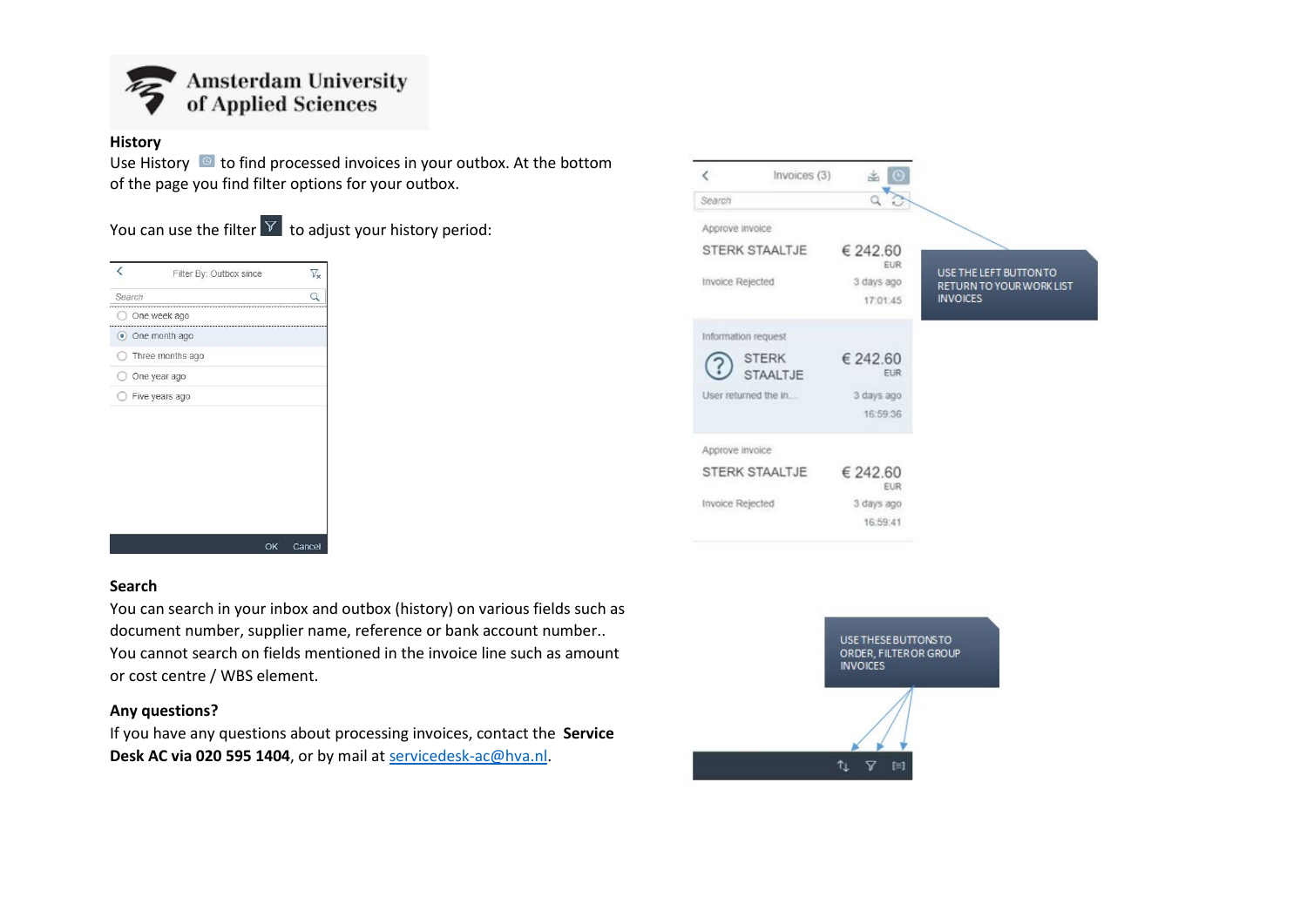## History

Use History to find processed invoices in your outbox. At the bottom of the page you find filter options for your outbox.

You can use the filter to adjust your history period:

Filter By: Outbox since

Search

One week ago

One month ago

Three months ago

One year ago

Five years ago

OK Cancel

## Search

You can search in your inbox and outbox (history) on various fields such as document number, supplier name, reference or bank account number.. You cannot search on fields mentioned in the invoice line such as amount or cost centre / WBS element.

## Any questions?

If you have any questions about processing invoices, contact the **Service Desk AC via 020 595 1404**, or by mail at servicedesk-ac@hva.nl.

Invoices (3)

Search

Approve invoice
STERK STAALTJE € 242.60 EUR
Invoice Rejected 3 days ago 17:01:45

Information request
STERK STAALTJE € 242.60 EUR
User returned the in... 3 days ago 16:59:36

Approve invoice
STERK STAALTJE € 242.60 EUR
Invoice Rejected 3 days ago 16:59:41

USE THE LEFT BUTTON TO RETURN TO YOUR WORK LIST INVOICES

USE THESE BUTTONS TO ORDER, FILTER OR GROUP INVOICES